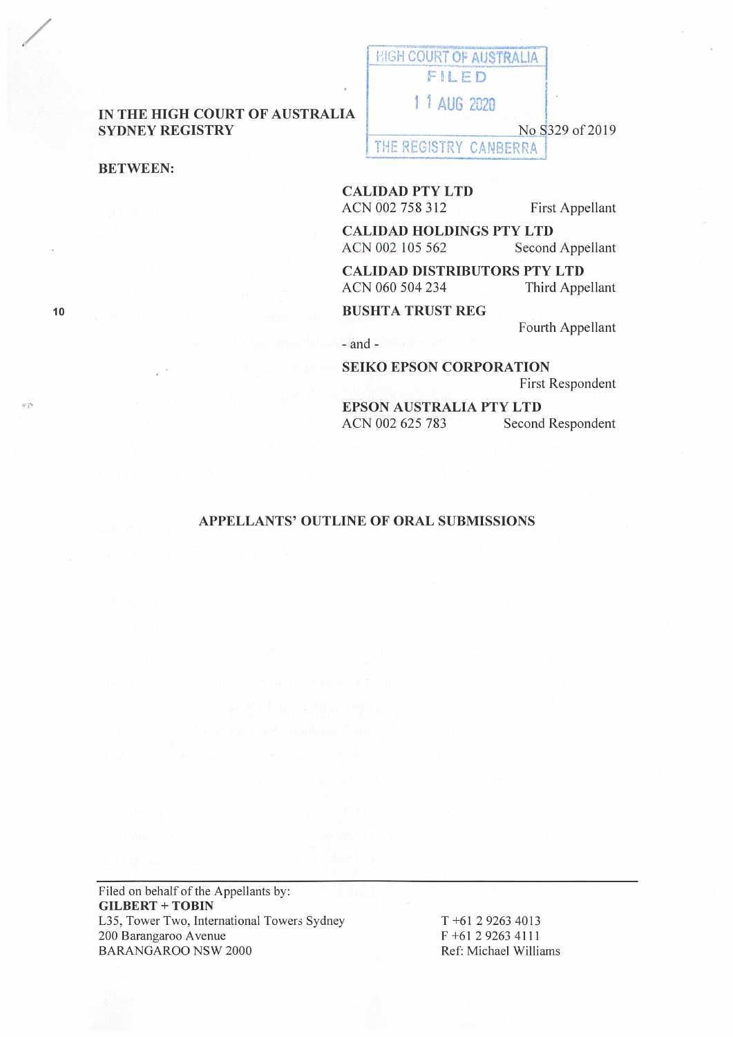HIGH COURT OF AUSTRALIA
FILED
11 AUG 2020
THE REGISTRY CANBERRA

**IN THE HIGH COURT OF AUSTRALIA**
**SYDNEY REGISTRY**

No S329 of 2019

**BETWEEN:**

**CALIDAD PTY LTD**
ACN 002 758 312
First Appellant

**CALIDAD HOLDINGS PTY LTD**
ACN 002 105 562
Second Appellant

**CALIDAD DISTRIBUTORS PTY LTD**
ACN 060 504 234
Third Appellant

**BUSHTA TRUST REG**
Fourth Appellant

- and -

**SEIKO EPSON CORPORATION**
First Respondent

**EPSON AUSTRALIA PTY LTD**
ACN 002 625 783
Second Respondent

## APPELLANTS' OUTLINE OF ORAL SUBMISSIONS

Filed on behalf of the Appellants by:
**GILBERT + TOBIN**
L35, Tower Two, International Towers Sydney
200 Barangaroo Avenue
BARANGAROO NSW 2000

T +61 2 9263 4013
F +61 2 9263 4111
Ref: Michael Williams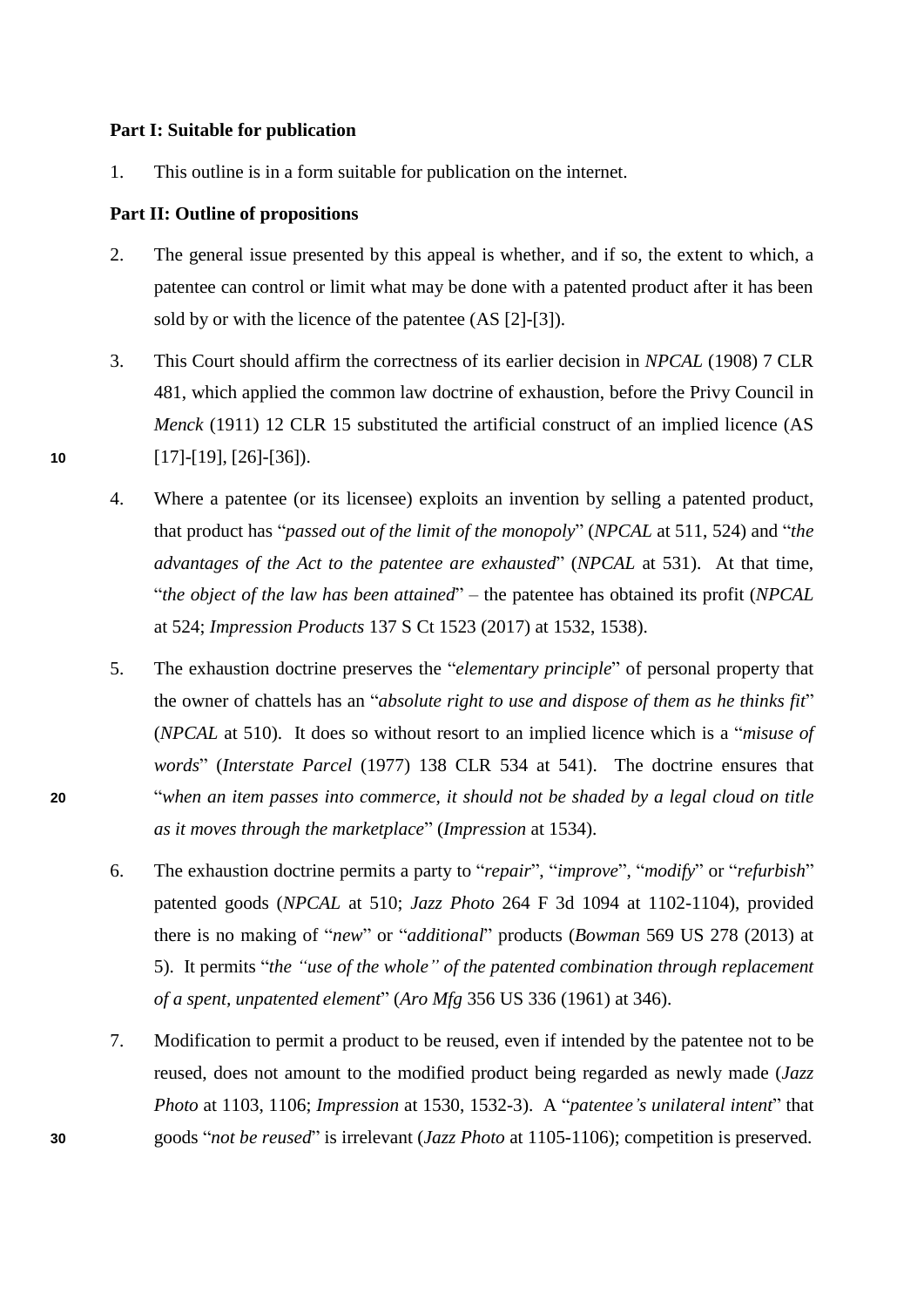**Part I: Suitable for publication**

1. This outline is in a form suitable for publication on the internet.

**Part II: Outline of propositions**

2. The general issue presented by this appeal is whether, and if so, the extent to which, a patentee can control or limit what may be done with a patented product after it has been sold by or with the licence of the patentee (AS [2]-[3]).

3. This Court should affirm the correctness of its earlier decision in *NPCAL* (1908) 7 CLR 481, which applied the common law doctrine of exhaustion, before the Privy Council in *Menck* (1911) 12 CLR 15 substituted the artificial construct of an implied licence (AS [17]-[19], [26]-[36]).

4. Where a patentee (or its licensee) exploits an invention by selling a patented product, that product has "*passed out of the limit of the monopoly*" (*NPCAL* at 511, 524) and "*the advantages of the Act to the patentee are exhausted*" (*NPCAL* at 531). At that time, "*the object of the law has been attained*" – the patentee has obtained its profit (*NPCAL* at 524; *Impression Products* 137 S Ct 1523 (2017) at 1532, 1538).

5. The exhaustion doctrine preserves the "*elementary principle*" of personal property that the owner of chattels has an "*absolute right to use and dispose of them as he thinks fit*" (*NPCAL* at 510). It does so without resort to an implied licence which is a "*misuse of words*" (*Interstate Parcel* (1977) 138 CLR 534 at 541). The doctrine ensures that "*when an item passes into commerce, it should not be shaded by a legal cloud on title as it moves through the marketplace*" (*Impression* at 1534).

6. The exhaustion doctrine permits a party to "*repair*", "*improve*", "*modify*" or "*refurbish*" patented goods (*NPCAL* at 510; *Jazz Photo* 264 F 3d 1094 at 1102-1104), provided there is no making of "*new*" or "*additional*" products (*Bowman* 569 US 278 (2013) at 5). It permits "*the "use of the whole" of the patented combination through replacement of a spent, unpatented element*" (*Aro Mfg* 356 US 336 (1961) at 346).

7. Modification to permit a product to be reused, even if intended by the patentee not to be reused, does not amount to the modified product being regarded as newly made (*Jazz Photo* at 1103, 1106; *Impression* at 1530, 1532-3). A "*patentee's unilateral intent*" that goods "*not be reused*" is irrelevant (*Jazz Photo* at 1105-1106); competition is preserved.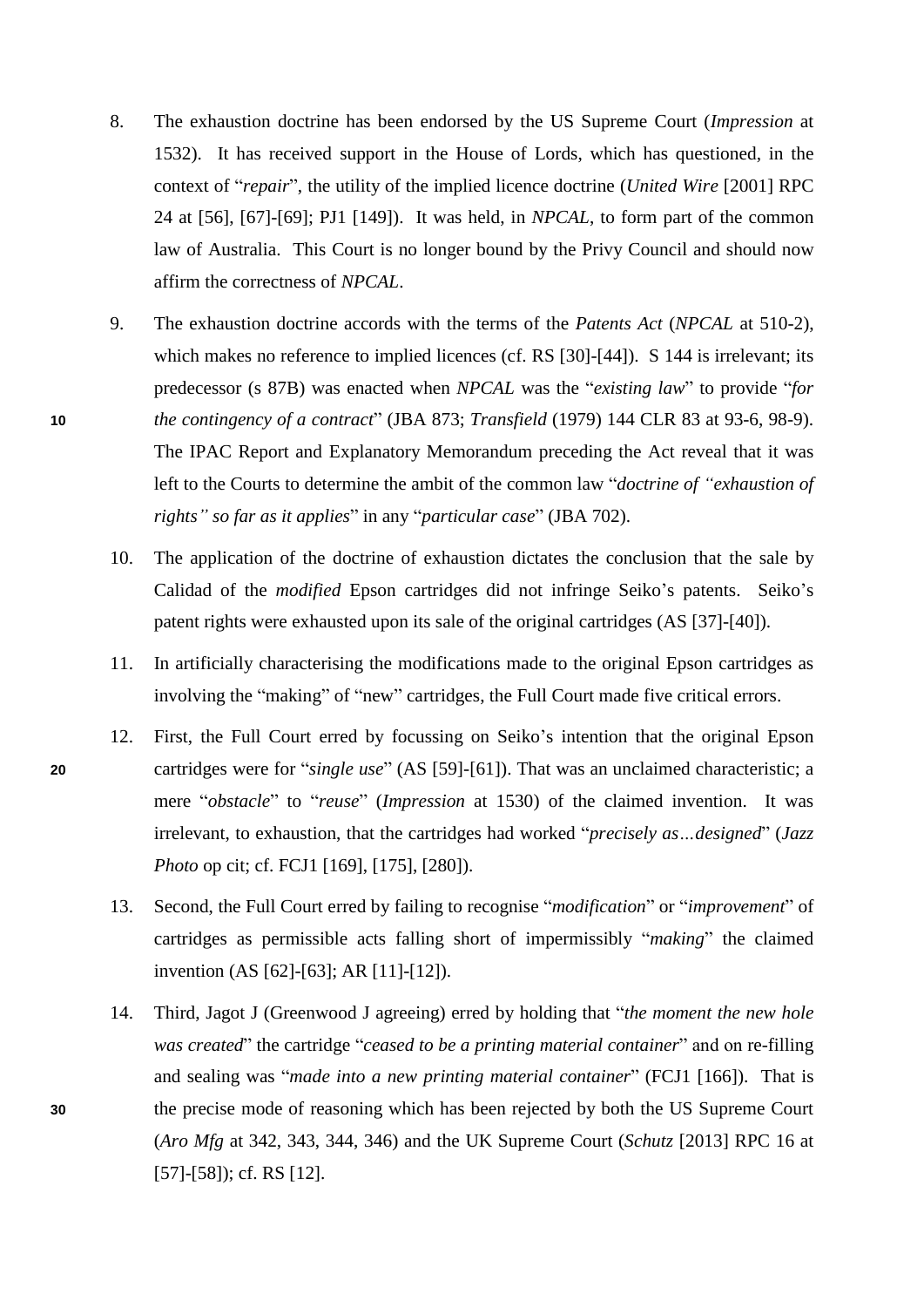8. The exhaustion doctrine has been endorsed by the US Supreme Court (*Impression* at 1532). It has received support in the House of Lords, which has questioned, in the context of "*repair*", the utility of the implied licence doctrine (*United Wire* [2001] RPC 24 at [56], [67]-[69]; PJ1 [149]). It was held, in *NPCAL*, to form part of the common law of Australia. This Court is no longer bound by the Privy Council and should now affirm the correctness of *NPCAL*.

9. The exhaustion doctrine accords with the terms of the *Patents Act* (*NPCAL* at 510-2), which makes no reference to implied licences (cf. RS [30]-[44]). S 144 is irrelevant; its predecessor (s 87B) was enacted when *NPCAL* was the "*existing law*" to provide "*for the contingency of a contract*" (JBA 873; *Transfield* (1979) 144 CLR 83 at 93-6, 98-9). The IPAC Report and Explanatory Memorandum preceding the Act reveal that it was left to the Courts to determine the ambit of the common law "*doctrine of "exhaustion of rights" so far as it applies*" in any "*particular case*" (JBA 702).

10. The application of the doctrine of exhaustion dictates the conclusion that the sale by Calidad of the *modified* Epson cartridges did not infringe Seiko's patents. Seiko's patent rights were exhausted upon its sale of the original cartridges (AS [37]-[40]).

11. In artificially characterising the modifications made to the original Epson cartridges as involving the "making" of "new" cartridges, the Full Court made five critical errors.

12. First, the Full Court erred by focussing on Seiko's intention that the original Epson cartridges were for "*single use*" (AS [59]-[61]). That was an unclaimed characteristic; a mere "*obstacle*" to "*reuse*" (*Impression* at 1530) of the claimed invention. It was irrelevant, to exhaustion, that the cartridges had worked "*precisely as…designed*" (*Jazz Photo* op cit; cf. FCJ1 [169], [175], [280]).

13. Second, the Full Court erred by failing to recognise "*modification*" or "*improvement*" of cartridges as permissible acts falling short of impermissibly "*making*" the claimed invention (AS [62]-[63]; AR [11]-[12]).

14. Third, Jagot J (Greenwood J agreeing) erred by holding that "*the moment the new hole was created*" the cartridge "*ceased to be a printing material container*" and on re-filling and sealing was "*made into a new printing material container*" (FCJ1 [166]). That is the precise mode of reasoning which has been rejected by both the US Supreme Court (*Aro Mfg* at 342, 343, 344, 346) and the UK Supreme Court (*Schutz* [2013] RPC 16 at [57]-[58]); cf. RS [12].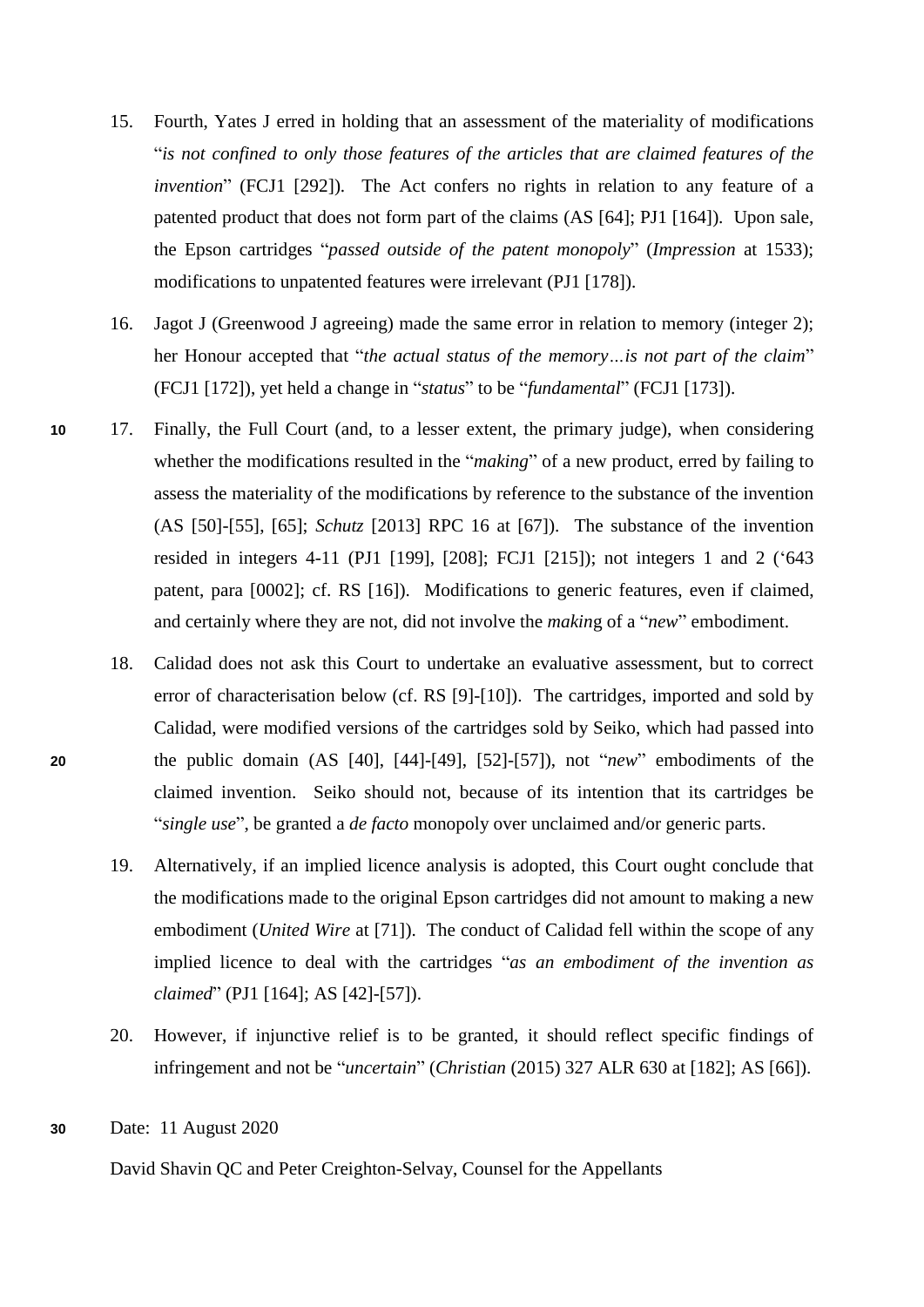15. Fourth, Yates J erred in holding that an assessment of the materiality of modifications "*is not confined to only those features of the articles that are claimed features of the invention*" (FCJ1 [292]). The Act confers no rights in relation to any feature of a patented product that does not form part of the claims (AS [64]; PJ1 [164]). Upon sale, the Epson cartridges "*passed outside of the patent monopoly*" (*Impression* at 1533); modifications to unpatented features were irrelevant (PJ1 [178]).

16. Jagot J (Greenwood J agreeing) made the same error in relation to memory (integer 2); her Honour accepted that "*the actual status of the memory…is not part of the claim*" (FCJ1 [172]), yet held a change in "*status*" to be "*fundamental*" (FCJ1 [173]).

17. Finally, the Full Court (and, to a lesser extent, the primary judge), when considering whether the modifications resulted in the "*making*" of a new product, erred by failing to assess the materiality of the modifications by reference to the substance of the invention (AS [50]-[55], [65]; *Schutz* [2013] RPC 16 at [67]). The substance of the invention resided in integers 4-11 (PJ1 [199], [208]; FCJ1 [215]); not integers 1 and 2 ('643 patent, para [0002]; cf. RS [16]). Modifications to generic features, even if claimed, and certainly where they are not, did not involve the *makin*g of a "*new*" embodiment.

18. Calidad does not ask this Court to undertake an evaluative assessment, but to correct error of characterisation below (cf. RS [9]-[10]). The cartridges, imported and sold by Calidad, were modified versions of the cartridges sold by Seiko, which had passed into the public domain (AS [40], [44]-[49], [52]-[57]), not "*new*" embodiments of the claimed invention. Seiko should not, because of its intention that its cartridges be "*single use*", be granted a *de facto* monopoly over unclaimed and/or generic parts.

19. Alternatively, if an implied licence analysis is adopted, this Court ought conclude that the modifications made to the original Epson cartridges did not amount to making a new embodiment (*United Wire* at [71]). The conduct of Calidad fell within the scope of any implied licence to deal with the cartridges "*as an embodiment of the invention as claimed*" (PJ1 [164]; AS [42]-[57]).

20. However, if injunctive relief is to be granted, it should reflect specific findings of infringement and not be "*uncertain*" (*Christian* (2015) 327 ALR 630 at [182]; AS [66]).

Date: 11 August 2020

David Shavin QC and Peter Creighton-Selvay, Counsel for the Appellants